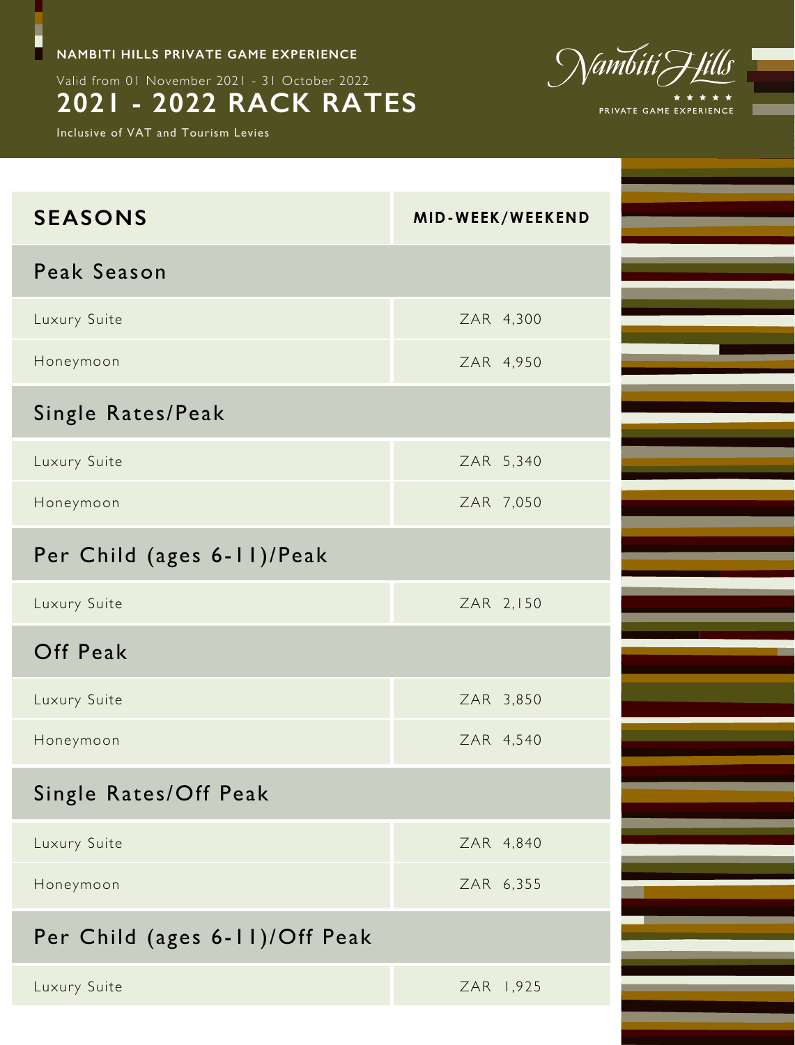**NAMBITI HILLS PRIVATE GAME EXPERIENCE**

Valid from 01 November 2021 - 31 October 2022

# 2021 - 2022 RACK RATES

Inclusive of VAT and Tourism Levies

Nambiti Hills
★ ★ ★ ★ ★
PRIVATE GAME EXPERIENCE

| SEASONS | MID-WEEK/WEEKEND |
|---|---|
| **Peak Season** | |
| Luxury Suite | ZAR 4,300 |
| Honeymoon | ZAR 4,950 |
| **Single Rates/Peak** | |
| Luxury Suite | ZAR 5,340 |
| Honeymoon | ZAR 7,050 |
| **Per Child (ages 6-11)/Peak** | |
| Luxury Suite | ZAR 2,150 |
| **Off Peak** | |
| Luxury Suite | ZAR 3,850 |
| Honeymoon | ZAR 4,540 |
| **Single Rates/Off Peak** | |
| Luxury Suite | ZAR 4,840 |
| Honeymoon | ZAR 6,355 |
| **Per Child (ages 6-11)/Off Peak** | |
| Luxury Suite | ZAR 1,925 |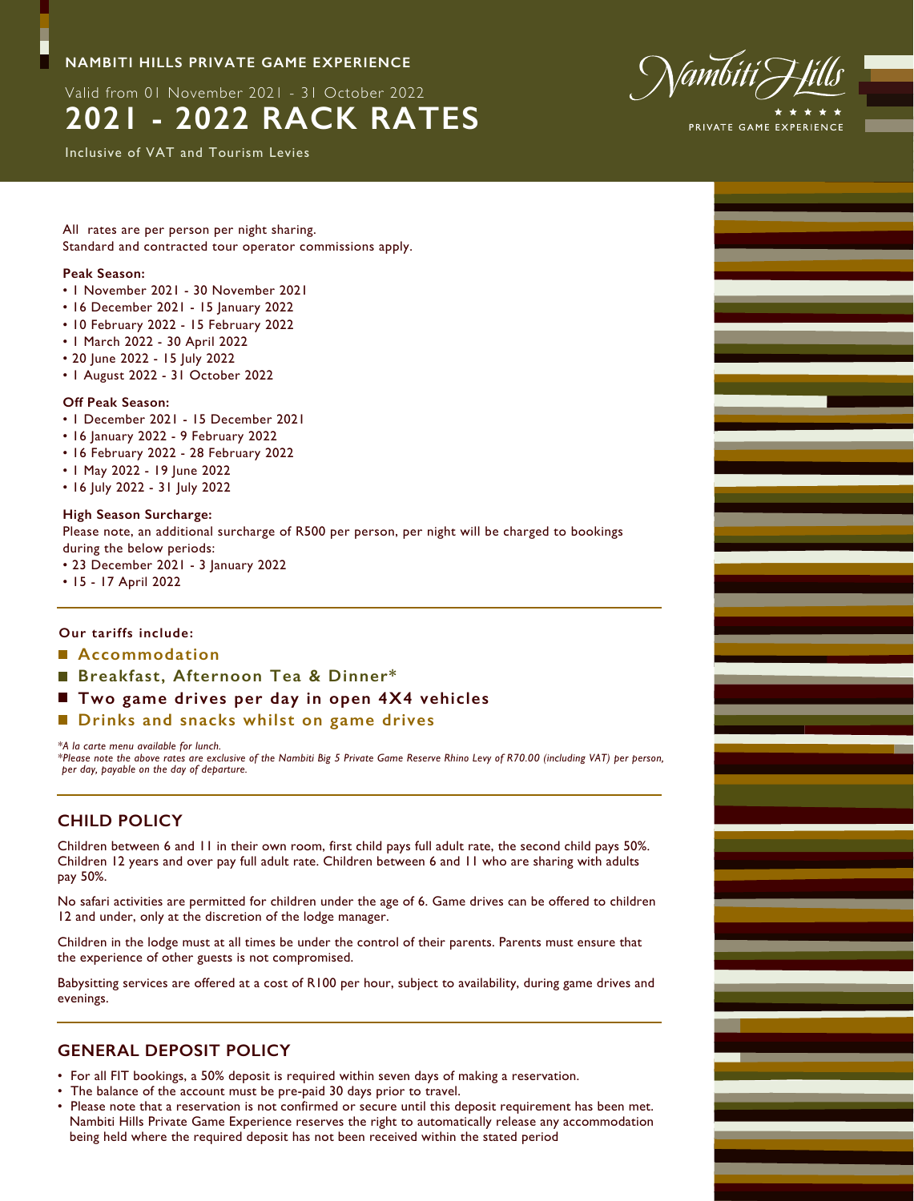**NAMBITI HILLS PRIVATE GAME EXPERIENCE**

Valid from 01 November 2021 - 31 October 2022

# 2021 - 2022 RACK RATES

Inclusive of VAT and Tourism Levies

All rates are per person per night sharing.
Standard and contracted tour operator commissions apply.

**Peak Season:**

- 1 November 2021 - 30 November 2021
- 16 December 2021 - 15 January 2022
- 10 February 2022 - 15 February 2022
- 1 March 2022 - 30 April 2022
- 20 June 2022 - 15 July 2022
- 1 August 2022 - 31 October 2022

**Off Peak Season:**

- 1 December 2021 - 15 December 2021
- 16 January 2022 - 9 February 2022
- 16 February 2022 - 28 February 2022
- 1 May 2022 - 19 June 2022
- 16 July 2022 - 31 July 2022

**High Season Surcharge:**

Please note, an additional surcharge of R500 per person, per night will be charged to bookings during the below periods:

- 23 December 2021 - 3 January 2022
- 15 - 17 April 2022

**Our tariffs include:**

- **Accommodation**
- **Breakfast, Afternoon Tea & Dinner***
- **Two game drives per day in open 4X4 vehicles**
- **Drinks and snacks whilst on game drives**

*\*A la carte menu available for lunch.*
*\*Please note the above rates are exclusive of the Nambiti Big 5 Private Game Reserve Rhino Levy of R70.00 (including VAT) per person, per day, payable on the day of departure.*

## CHILD POLICY

Children between 6 and 11 in their own room, first child pays full adult rate, the second child pays 50%. Children 12 years and over pay full adult rate. Children between 6 and 11 who are sharing with adults pay 50%.

No safari activities are permitted for children under the age of 6. Game drives can be offered to children 12 and under, only at the discretion of the lodge manager.

Children in the lodge must at all times be under the control of their parents. Parents must ensure that the experience of other guests is not compromised.

Babysitting services are offered at a cost of R100 per hour, subject to availability, during game drives and evenings.

## GENERAL DEPOSIT POLICY

- For all FIT bookings, a 50% deposit is required within seven days of making a reservation.
- The balance of the account must be pre-paid 30 days prior to travel.
- Please note that a reservation is not confirmed or secure until this deposit requirement has been met. Nambiti Hills Private Game Experience reserves the right to automatically release any accommodation being held where the required deposit has not been received within the stated period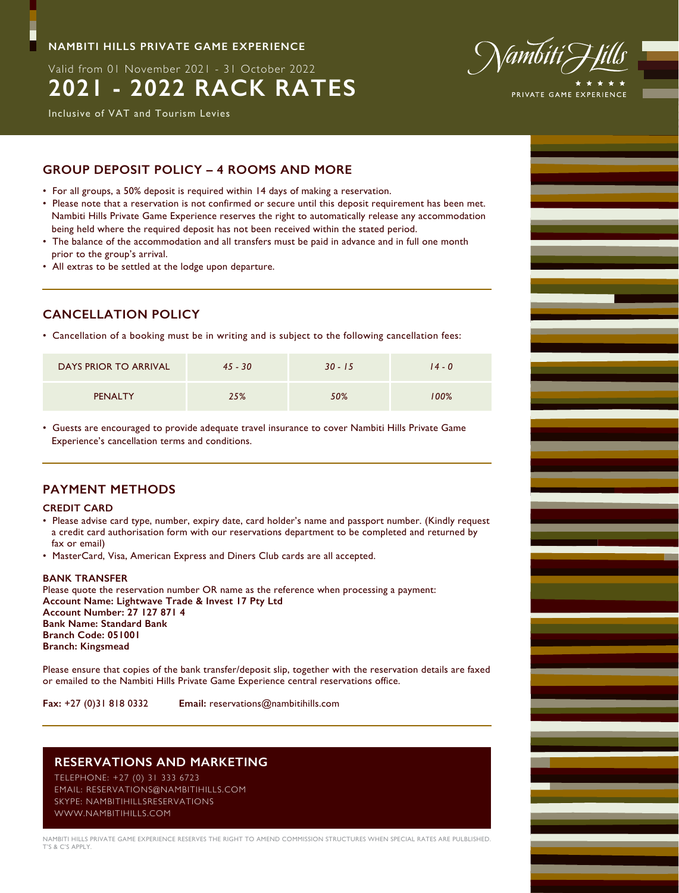NAMBITI HILLS PRIVATE GAME EXPERIENCE

Valid from 01 November 2021 - 31 October 2022

# 2021 - 2022 RACK RATES

Inclusive of VAT and Tourism Levies

Nambiti Hills

★ ★ ★ ★ ★

PRIVATE GAME EXPERIENCE

## GROUP DEPOSIT POLICY – 4 ROOMS AND MORE

- For all groups, a 50% deposit is required within 14 days of making a reservation.
- Please note that a reservation is not confirmed or secure until this deposit requirement has been met. Nambiti Hills Private Game Experience reserves the right to automatically release any accommodation being held where the required deposit has not been received within the stated period.
- The balance of the accommodation and all transfers must be paid in advance and in full one month prior to the group's arrival.
- All extras to be settled at the lodge upon departure.

## CANCELLATION POLICY

- Cancellation of a booking must be in writing and is subject to the following cancellation fees:

| DAYS PRIOR TO ARRIVAL | *45 - 30* | *30 - 15* | *14 - 0* |
|---|---|---|---|
| PENALTY | *25%* | *50%* | *100%* |

- Guests are encouraged to provide adequate travel insurance to cover Nambiti Hills Private Game Experience's cancellation terms and conditions.

## PAYMENT METHODS

**CREDIT CARD**

- Please advise card type, number, expiry date, card holder's name and passport number. (Kindly request a credit card authorisation form with our reservations department to be completed and returned by fax or email)
- MasterCard, Visa, American Express and Diners Club cards are all accepted.

**BANK TRANSFER**

Please quote the reservation number OR name as the reference when processing a payment:
**Account Name: Lightwave Trade & Invest 17 Pty Ltd**
**Account Number: 27 127 871 4**
**Bank Name: Standard Bank**
**Branch Code: 051001**
**Branch: Kingsmead**

Please ensure that copies of the bank transfer/deposit slip, together with the reservation details are faxed or emailed to the Nambiti Hills Private Game Experience central reservations office.

**Fax:** +27 (0)31 818 0332 **Email:** reservations@nambitihills.com

## RESERVATIONS AND MARKETING

TELEPHONE: +27 (0) 31 333 6723
EMAIL: RESERVATIONS@NAMBITIHILLS.COM
SKYPE: NAMBITIHILLSRESERVATIONS
WWW.NAMBITIHILLS.COM

NAMBITI HILLS PRIVATE GAME EXPERIENCE RESERVES THE RIGHT TO AMEND COMMISSION STRUCTURES WHEN SPECIAL RATES ARE PULBLISHED. T'S & C'S APPLY.